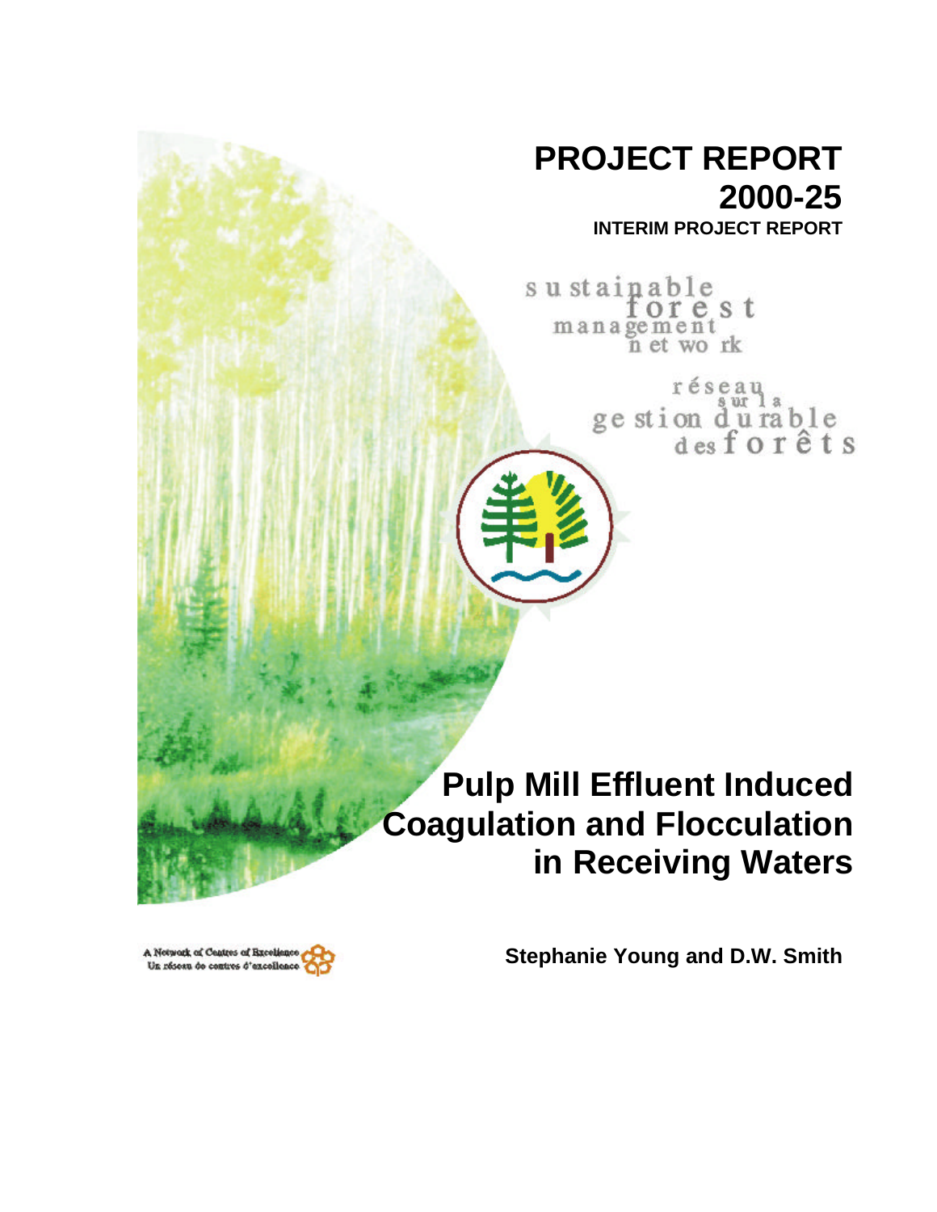# PROJECT REPORT
# 2000-25

**INTERIM PROJECT REPORT**

sustainable forest management network

réseau sur la gestion durable des forêts

# Pulp Mill Effluent Induced Coagulation and Flocculation in Receiving Waters

**Stephanie Young and D.W. Smith**

A Network of Centres of Excellence
Un réseau de centres d'excellence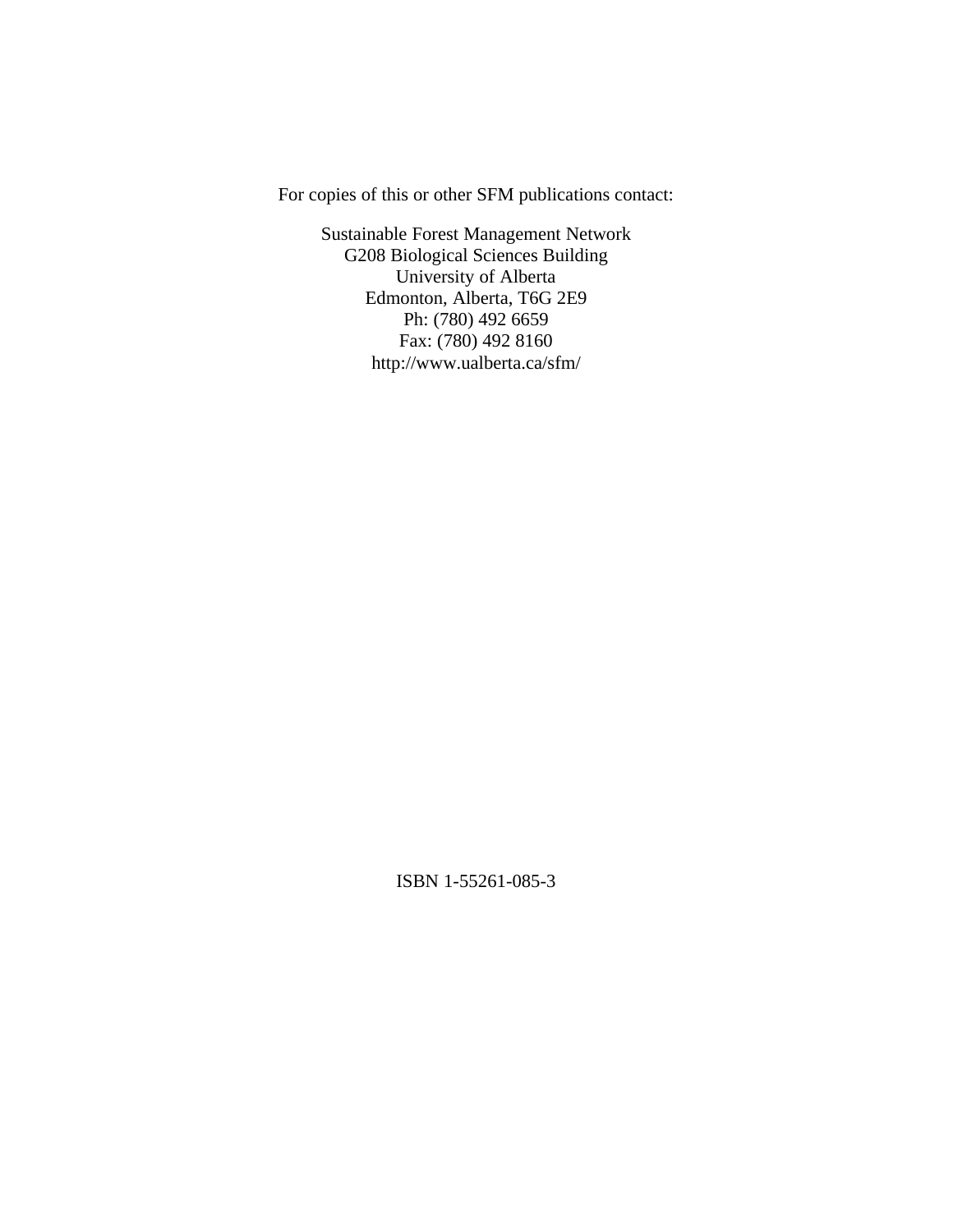For copies of this or other SFM publications contact:

Sustainable Forest Management Network
G208 Biological Sciences Building
University of Alberta
Edmonton, Alberta, T6G 2E9
Ph: (780) 492 6659
Fax: (780) 492 8160
http://www.ualberta.ca/sfm/

ISBN 1-55261-085-3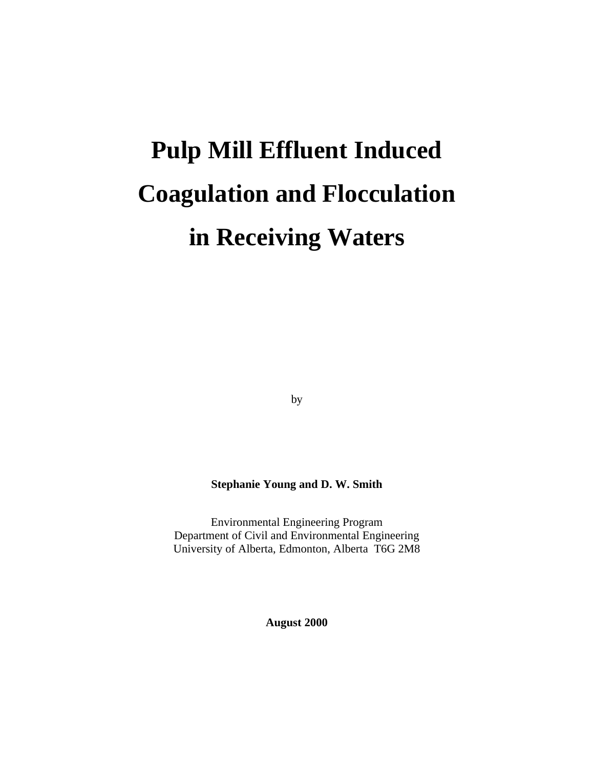# Pulp Mill Effluent Induced Coagulation and Flocculation in Receiving Waters

by

**Stephanie Young and D. W. Smith**

Environmental Engineering Program
Department of Civil and Environmental Engineering
University of Alberta, Edmonton, Alberta T6G 2M8

**August 2000**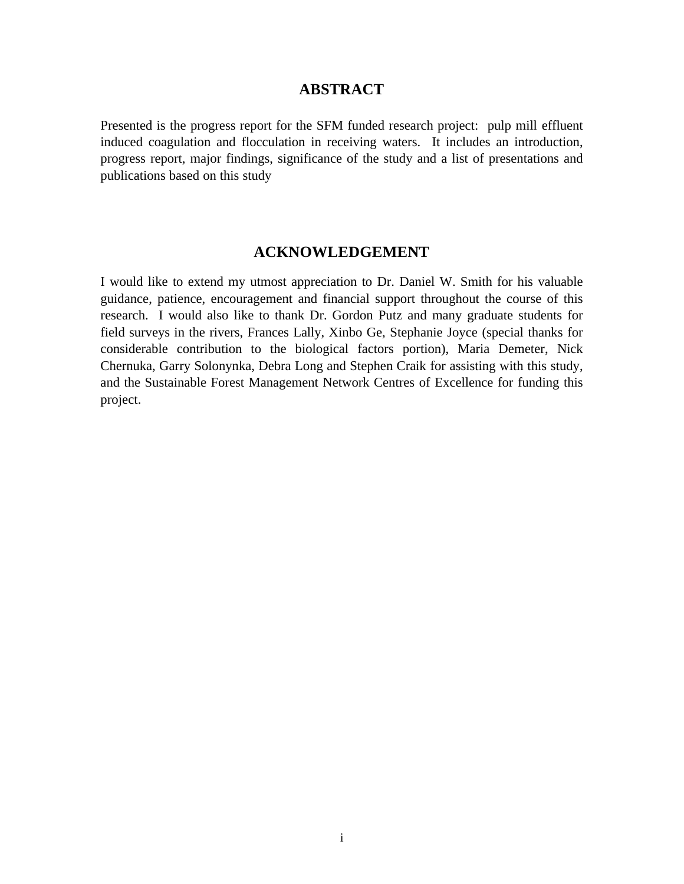# ABSTRACT

Presented is the progress report for the SFM funded research project: pulp mill effluent induced coagulation and flocculation in receiving waters. It includes an introduction, progress report, major findings, significance of the study and a list of presentations and publications based on this study

# ACKNOWLEDGEMENT

I would like to extend my utmost appreciation to Dr. Daniel W. Smith for his valuable guidance, patience, encouragement and financial support throughout the course of this research. I would also like to thank Dr. Gordon Putz and many graduate students for field surveys in the rivers, Frances Lally, Xinbo Ge, Stephanie Joyce (special thanks for considerable contribution to the biological factors portion), Maria Demeter, Nick Chernuka, Garry Solonynka, Debra Long and Stephen Craik for assisting with this study, and the Sustainable Forest Management Network Centres of Excellence for funding this project.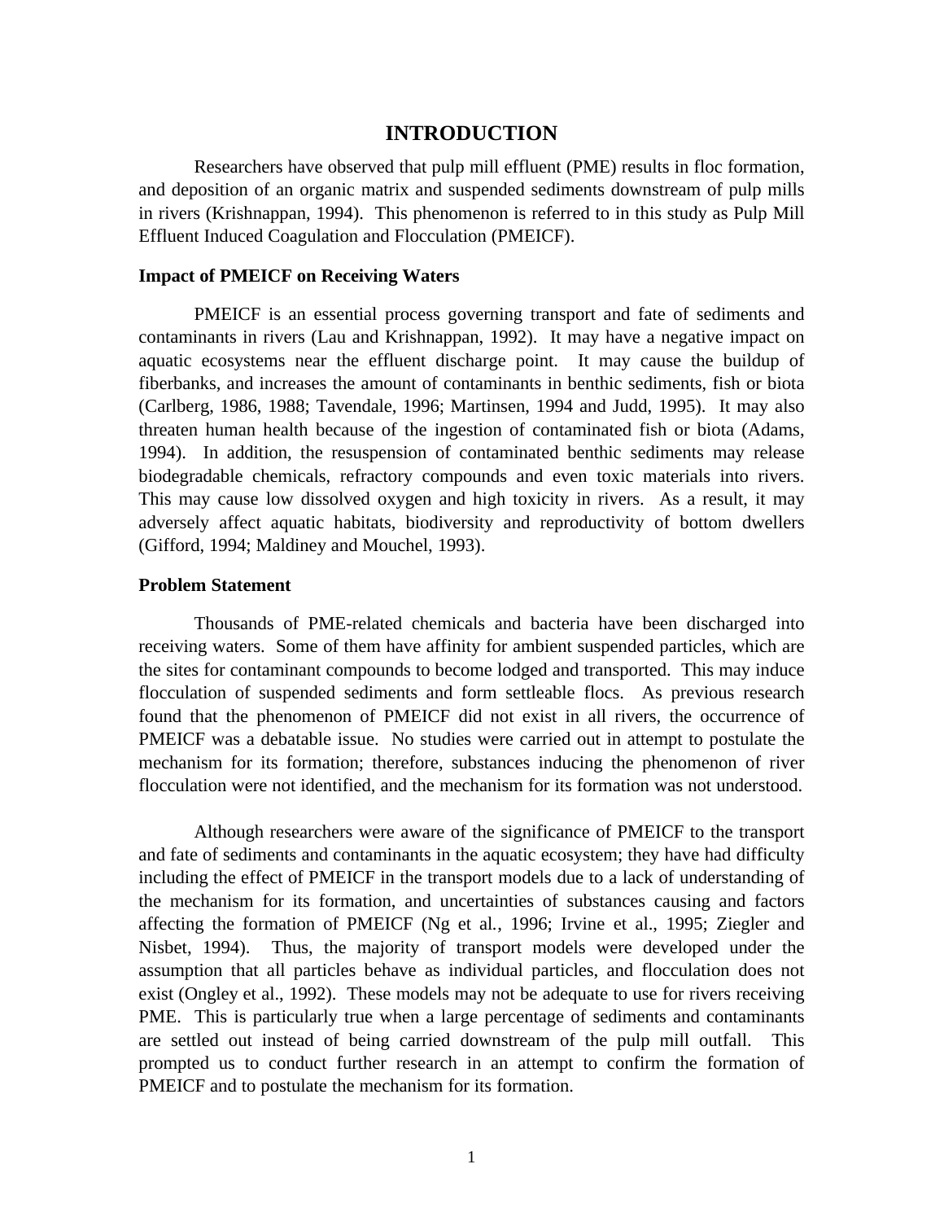# INTRODUCTION

Researchers have observed that pulp mill effluent (PME) results in floc formation, and deposition of an organic matrix and suspended sediments downstream of pulp mills in rivers (Krishnappan, 1994). This phenomenon is referred to in this study as Pulp Mill Effluent Induced Coagulation and Flocculation (PMEICF).

### Impact of PMEICF on Receiving Waters

PMEICF is an essential process governing transport and fate of sediments and contaminants in rivers (Lau and Krishnappan, 1992). It may have a negative impact on aquatic ecosystems near the effluent discharge point. It may cause the buildup of fiberbanks, and increases the amount of contaminants in benthic sediments, fish or biota (Carlberg, 1986, 1988; Tavendale, 1996; Martinsen, 1994 and Judd, 1995). It may also threaten human health because of the ingestion of contaminated fish or biota (Adams, 1994). In addition, the resuspension of contaminated benthic sediments may release biodegradable chemicals, refractory compounds and even toxic materials into rivers. This may cause low dissolved oxygen and high toxicity in rivers. As a result, it may adversely affect aquatic habitats, biodiversity and reproductivity of bottom dwellers (Gifford, 1994; Maldiney and Mouchel, 1993).

### Problem Statement

Thousands of PME-related chemicals and bacteria have been discharged into receiving waters. Some of them have affinity for ambient suspended particles, which are the sites for contaminant compounds to become lodged and transported. This may induce flocculation of suspended sediments and form settleable flocs. As previous research found that the phenomenon of PMEICF did not exist in all rivers, the occurrence of PMEICF was a debatable issue. No studies were carried out in attempt to postulate the mechanism for its formation; therefore, substances inducing the phenomenon of river flocculation were not identified, and the mechanism for its formation was not understood.

Although researchers were aware of the significance of PMEICF to the transport and fate of sediments and contaminants in the aquatic ecosystem; they have had difficulty including the effect of PMEICF in the transport models due to a lack of understanding of the mechanism for its formation, and uncertainties of substances causing and factors affecting the formation of PMEICF (Ng et al., 1996; Irvine et al., 1995; Ziegler and Nisbet, 1994). Thus, the majority of transport models were developed under the assumption that all particles behave as individual particles, and flocculation does not exist (Ongley et al., 1992). These models may not be adequate to use for rivers receiving PME. This is particularly true when a large percentage of sediments and contaminants are settled out instead of being carried downstream of the pulp mill outfall. This prompted us to conduct further research in an attempt to confirm the formation of PMEICF and to postulate the mechanism for its formation.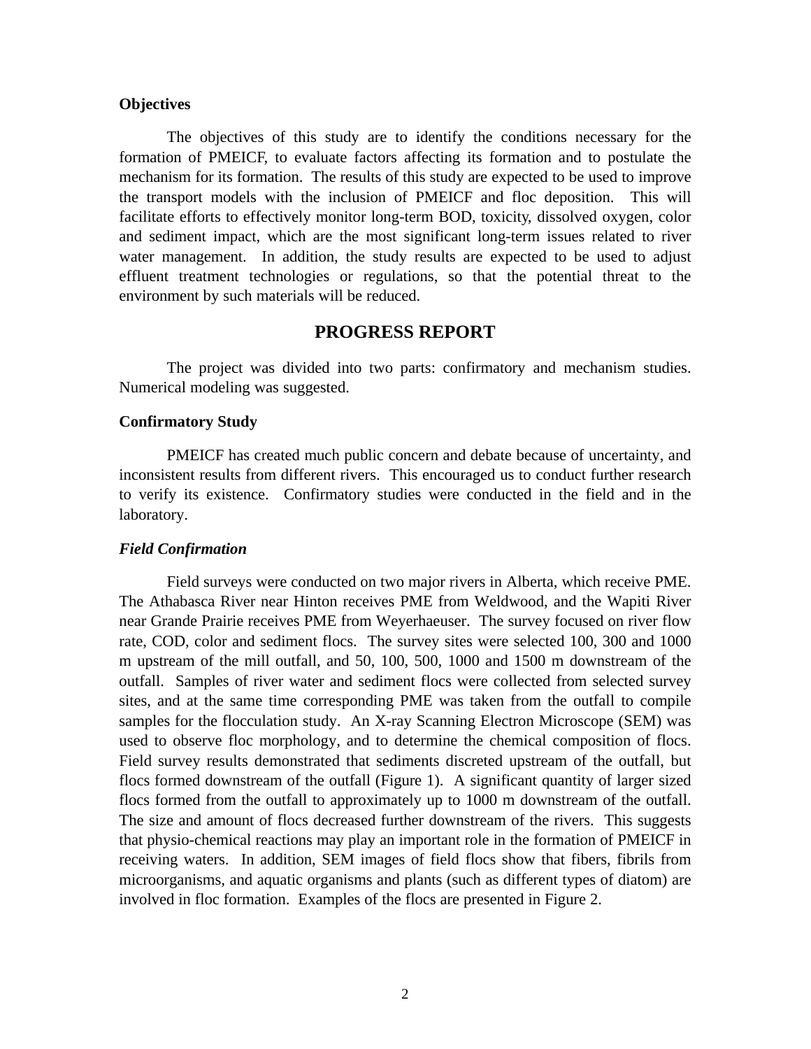**Objectives**

The objectives of this study are to identify the conditions necessary for the formation of PMEICF, to evaluate factors affecting its formation and to postulate the mechanism for its formation. The results of this study are expected to be used to improve the transport models with the inclusion of PMEICF and floc deposition. This will facilitate efforts to effectively monitor long-term BOD, toxicity, dissolved oxygen, color and sediment impact, which are the most significant long-term issues related to river water management. In addition, the study results are expected to be used to adjust effluent treatment technologies or regulations, so that the potential threat to the environment by such materials will be reduced.

## PROGRESS REPORT

The project was divided into two parts: confirmatory and mechanism studies. Numerical modeling was suggested.

**Confirmatory Study**

PMEICF has created much public concern and debate because of uncertainty, and inconsistent results from different rivers. This encouraged us to conduct further research to verify its existence. Confirmatory studies were conducted in the field and in the laboratory.

***Field Confirmation***

Field surveys were conducted on two major rivers in Alberta, which receive PME. The Athabasca River near Hinton receives PME from Weldwood, and the Wapiti River near Grande Prairie receives PME from Weyerhaeuser. The survey focused on river flow rate, COD, color and sediment flocs. The survey sites were selected 100, 300 and 1000 m upstream of the mill outfall, and 50, 100, 500, 1000 and 1500 m downstream of the outfall. Samples of river water and sediment flocs were collected from selected survey sites, and at the same time corresponding PME was taken from the outfall to compile samples for the flocculation study. An X-ray Scanning Electron Microscope (SEM) was used to observe floc morphology, and to determine the chemical composition of flocs. Field survey results demonstrated that sediments discreted upstream of the outfall, but flocs formed downstream of the outfall (Figure 1). A significant quantity of larger sized flocs formed from the outfall to approximately up to 1000 m downstream of the outfall. The size and amount of flocs decreased further downstream of the rivers. This suggests that physio-chemical reactions may play an important role in the formation of PMEICF in receiving waters. In addition, SEM images of field flocs show that fibers, fibrils from microorganisms, and aquatic organisms and plants (such as different types of diatom) are involved in floc formation. Examples of the flocs are presented in Figure 2.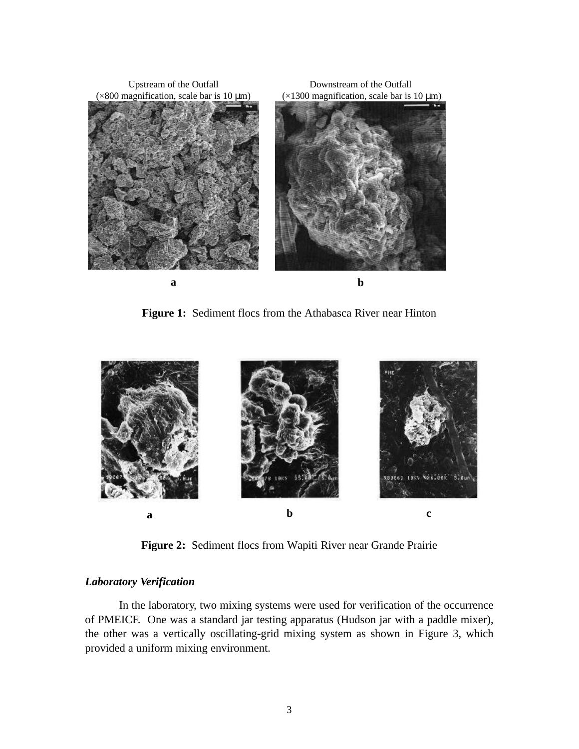Upstream of the Outfall (×800 magnification, scale bar is 10 μm)

Downstream of the Outfall (×1300 magnification, scale bar is 10 μm)

a b

**Figure 1:** Sediment flocs from the Athabasca River near Hinton

a b c

**Figure 2:** Sediment flocs from Wapiti River near Grande Prairie

### *Laboratory Verification*

In the laboratory, two mixing systems were used for verification of the occurrence of PMEICF. One was a standard jar testing apparatus (Hudson jar with a paddle mixer), the other was a vertically oscillating-grid mixing system as shown in Figure 3, which provided a uniform mixing environment.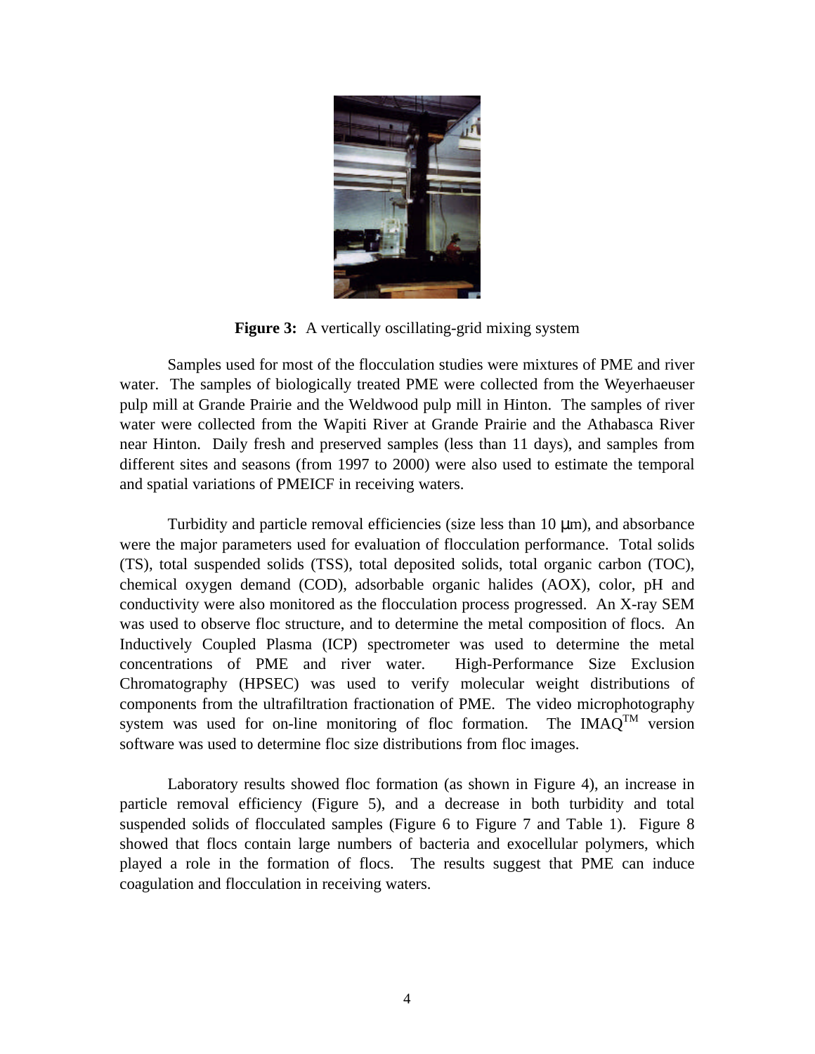**Figure 3:** A vertically oscillating-grid mixing system

Samples used for most of the flocculation studies were mixtures of PME and river water. The samples of biologically treated PME were collected from the Weyerhaeuser pulp mill at Grande Prairie and the Weldwood pulp mill in Hinton. The samples of river water were collected from the Wapiti River at Grande Prairie and the Athabasca River near Hinton. Daily fresh and preserved samples (less than 11 days), and samples from different sites and seasons (from 1997 to 2000) were also used to estimate the temporal and spatial variations of PMEICF in receiving waters.

Turbidity and particle removal efficiencies (size less than 10 μm), and absorbance were the major parameters used for evaluation of flocculation performance. Total solids (TS), total suspended solids (TSS), total deposited solids, total organic carbon (TOC), chemical oxygen demand (COD), adsorbable organic halides (AOX), color, pH and conductivity were also monitored as the flocculation process progressed. An X-ray SEM was used to observe floc structure, and to determine the metal composition of flocs. An Inductively Coupled Plasma (ICP) spectrometer was used to determine the metal concentrations of PME and river water. High-Performance Size Exclusion Chromatography (HPSEC) was used to verify molecular weight distributions of components from the ultrafiltration fractionation of PME. The video microphotography system was used for on-line monitoring of floc formation. The IMAQ™ version software was used to determine floc size distributions from floc images.

Laboratory results showed floc formation (as shown in Figure 4), an increase in particle removal efficiency (Figure 5), and a decrease in both turbidity and total suspended solids of flocculated samples (Figure 6 to Figure 7 and Table 1). Figure 8 showed that flocs contain large numbers of bacteria and exocellular polymers, which played a role in the formation of flocs. The results suggest that PME can induce coagulation and flocculation in receiving waters.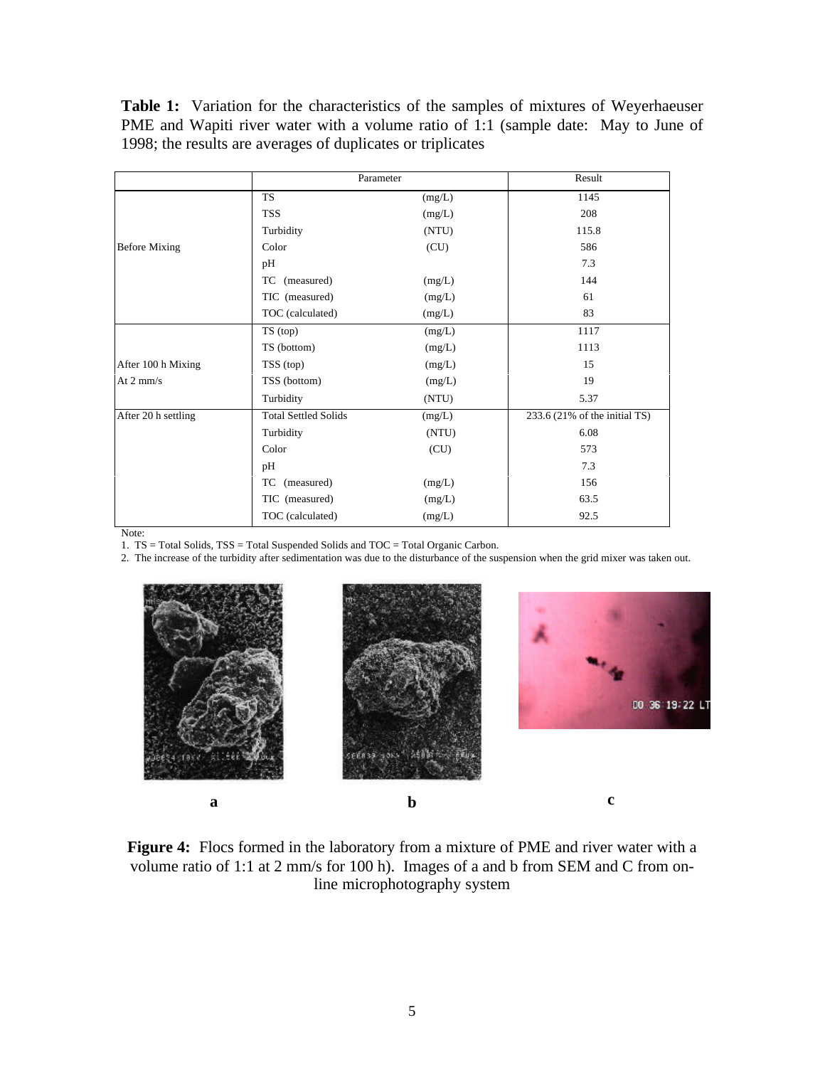**Table 1:** Variation for the characteristics of the samples of mixtures of Weyerhaeuser PME and Wapiti river water with a volume ratio of 1:1 (sample date: May to June of 1998; the results are averages of duplicates or triplicates

| | Parameter | | Result |
|---|---|---|---|
| Before Mixing | TS | (mg/L) | 1145 |
| | TSS | (mg/L) | 208 |
| | Turbidity | (NTU) | 115.8 |
| | Color | (CU) | 586 |
| | pH | | 7.3 |
| | TC (measured) | (mg/L) | 144 |
| | TIC (measured) | (mg/L) | 61 |
| | TOC (calculated) | (mg/L) | 83 |
| After 100 h Mixing At 2 mm/s | TS (top) | (mg/L) | 1117 |
| | TS (bottom) | (mg/L) | 1113 |
| | TSS (top) | (mg/L) | 15 |
| | TSS (bottom) | (mg/L) | 19 |
| | Turbidity | (NTU) | 5.37 |
| After 20 h settling | Total Settled Solids | (mg/L) | 233.6 (21% of the initial TS) |
| | Turbidity | (NTU) | 6.08 |
| | Color | (CU) | 573 |
| | pH | | 7.3 |
| | TC (measured) | (mg/L) | 156 |
| | TIC (measured) | (mg/L) | 63.5 |
| | TOC (calculated) | (mg/L) | 92.5 |

Note:

1. TS = Total Solids, TSS = Total Suspended Solids and TOC = Total Organic Carbon.
2. The increase of the turbidity after sedimentation was due to the disturbance of the suspension when the grid mixer was taken out.

a　　　　b　　　　c

**Figure 4:** Flocs formed in the laboratory from a mixture of PME and river water with a volume ratio of 1:1 at 2 mm/s for 100 h). Images of a and b from SEM and C from on-line microphotography system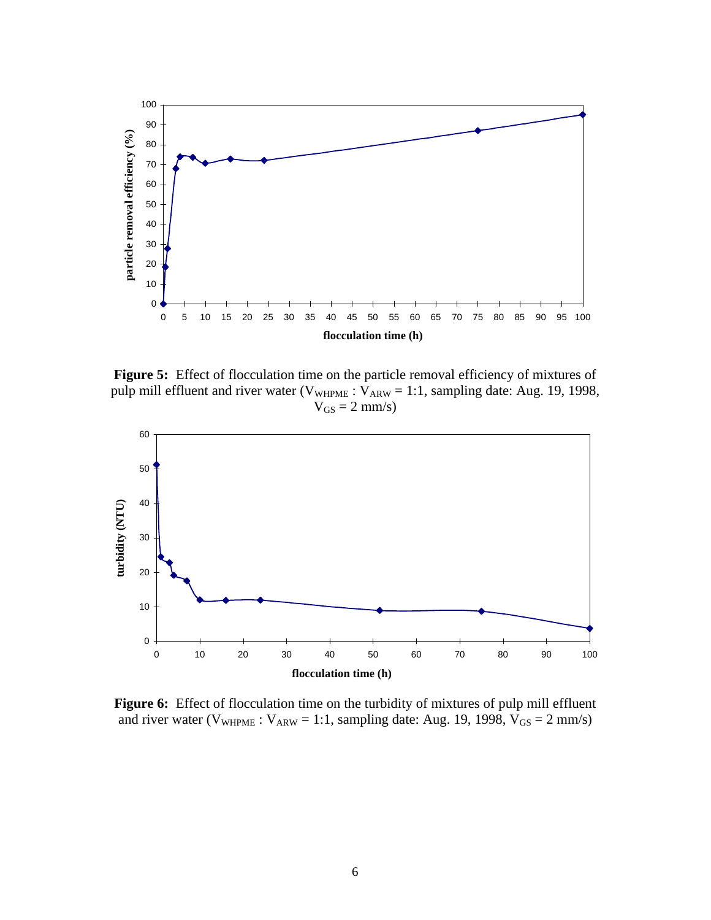**Figure 5:** Effect of flocculation time on the particle removal efficiency of mixtures of pulp mill effluent and river water ($V_{WHPME}$ : $V_{ARW}$ = 1:1, sampling date: Aug. 19, 1998, $V_{GS}$ = 2 mm/s)

**Figure 6:** Effect of flocculation time on the turbidity of mixtures of pulp mill effluent and river water ($V_{WHPME}$ : $V_{ARW}$ = 1:1, sampling date: Aug. 19, 1998, $V_{GS}$ = 2 mm/s)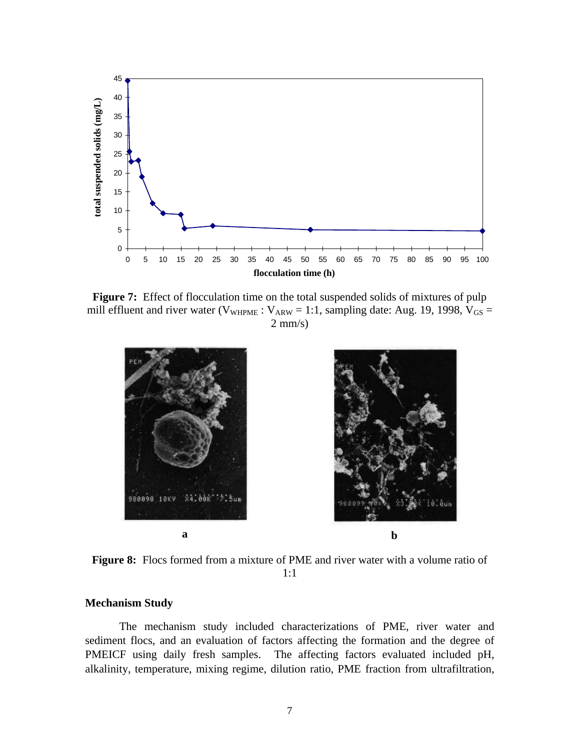**Figure 7:** Effect of flocculation time on the total suspended solids of mixtures of pulp mill effluent and river water ($V_{WHPME} : V_{ARW} = 1:1$, sampling date: Aug. 19, 1998, $V_{GS} = 2$ mm/s)

**Figure 8:** Flocs formed from a mixture of PME and river water with a volume ratio of 1:1

### Mechanism Study

The mechanism study included characterizations of PME, river water and sediment flocs, and an evaluation of factors affecting the formation and the degree of PMEICF using daily fresh samples. The affecting factors evaluated included pH, alkalinity, temperature, mixing regime, dilution ratio, PME fraction from ultrafiltration,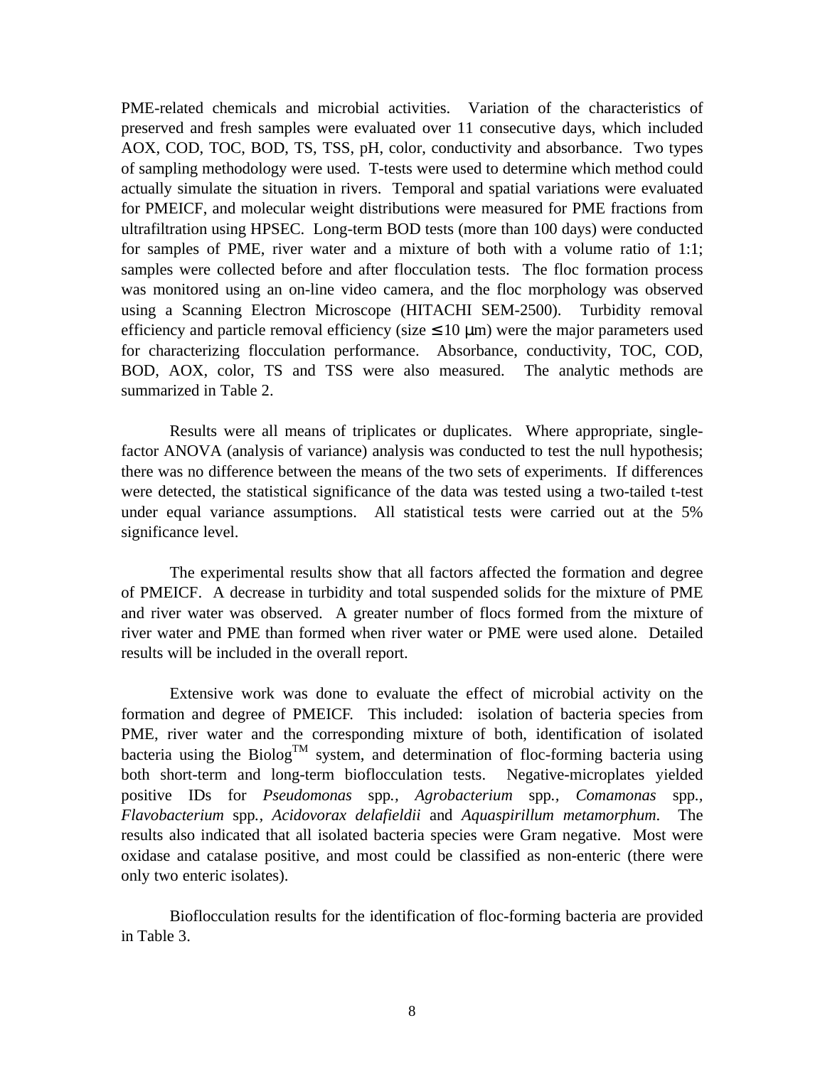PME-related chemicals and microbial activities. Variation of the characteristics of preserved and fresh samples were evaluated over 11 consecutive days, which included AOX, COD, TOC, BOD, TS, TSS, pH, color, conductivity and absorbance. Two types of sampling methodology were used. T-tests were used to determine which method could actually simulate the situation in rivers. Temporal and spatial variations were evaluated for PMEICF, and molecular weight distributions were measured for PME fractions from ultrafiltration using HPSEC. Long-term BOD tests (more than 100 days) were conducted for samples of PME, river water and a mixture of both with a volume ratio of 1:1; samples were collected before and after flocculation tests. The floc formation process was monitored using an on-line video camera, and the floc morphology was observed using a Scanning Electron Microscope (HITACHI SEM-2500). Turbidity removal efficiency and particle removal efficiency (size $\leq 10$ μm) were the major parameters used for characterizing flocculation performance. Absorbance, conductivity, TOC, COD, BOD, AOX, color, TS and TSS were also measured. The analytic methods are summarized in Table 2.

Results were all means of triplicates or duplicates. Where appropriate, single-factor ANOVA (analysis of variance) analysis was conducted to test the null hypothesis; there was no difference between the means of the two sets of experiments. If differences were detected, the statistical significance of the data was tested using a two-tailed t-test under equal variance assumptions. All statistical tests were carried out at the 5% significance level.

The experimental results show that all factors affected the formation and degree of PMEICF. A decrease in turbidity and total suspended solids for the mixture of PME and river water was observed. A greater number of flocs formed from the mixture of river water and PME than formed when river water or PME were used alone. Detailed results will be included in the overall report.

Extensive work was done to evaluate the effect of microbial activity on the formation and degree of PMEICF. This included: isolation of bacteria species from PME, river water and the corresponding mixture of both, identification of isolated bacteria using the Biolog™ system, and determination of floc-forming bacteria using both short-term and long-term bioflocculation tests. Negative-microplates yielded positive IDs for *Pseudomonas* spp*.*, *Agrobacterium* spp*.*, *Comamonas* spp*.*, *Flavobacterium* spp*.*, *Acidovorax delafieldii* and *Aquaspirillum metamorphum*. The results also indicated that all isolated bacteria species were Gram negative. Most were oxidase and catalase positive, and most could be classified as non-enteric (there were only two enteric isolates).

Bioflocculation results for the identification of floc-forming bacteria are provided in Table 3.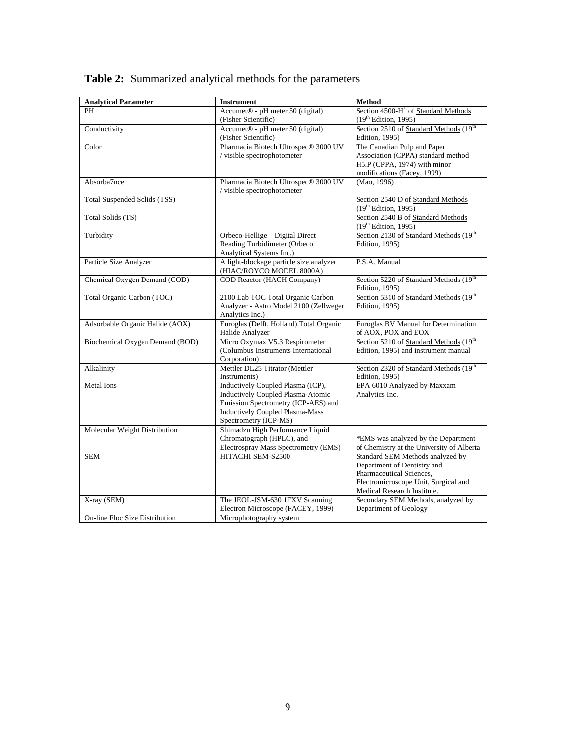**Table 2:** Summarized analytical methods for the parameters

| Analytical Parameter | Instrument | Method |
|---|---|---|
| PH | Accumet® - pH meter 50 (digital) (Fisher Scientific) | Section 4500-$H^+$ of Standard Methods ($19^{th}$ Edition, 1995) |
| Conductivity | Accumet® - pH meter 50 (digital) (Fisher Scientific) | Section 2510 of Standard Methods ($19^{th}$ Edition, 1995) |
| Color | Pharmacia Biotech Ultrospec® 3000 UV / visible spectrophotometer | The Canadian Pulp and Paper Association (CPPA) standard method H5.P (CPPA, 1974) with minor modifications (Facey, 1999) |
| Absorba7nce | Pharmacia Biotech Ultrospec® 3000 UV / visible spectrophotometer | (Mao, 1996) |
| Total Suspended Solids (TSS) | | Section 2540 D of Standard Methods ($19^{th}$ Edition, 1995) |
| Total Solids (TS) | | Section 2540 B of Standard Methods ($19^{th}$ Edition, 1995) |
| Turbidity | Orbeco-Hellige – Digital Direct – Reading Turbidimeter (Orbeco Analytical Systems Inc.) | Section 2130 of Standard Methods ($19^{th}$ Edition, 1995) |
| Particle Size Analyzer | A light-blockage particle size analyzer (HIAC/ROYCO MODEL 8000A) | P.S.A. Manual |
| Chemical Oxygen Demand (COD) | COD Reactor (HACH Company) | Section 5220 of Standard Methods ($19^{th}$ Edition, 1995) |
| Total Organic Carbon (TOC) | 2100 Lab TOC Total Organic Carbon Analyzer - Astro Model 2100 (Zellweger Analytics Inc.) | Section 5310 of Standard Methods ($19^{th}$ Edition, 1995) |
| Adsorbable Organic Halide (AOX) | Euroglas (Delft, Holland) Total Organic Halide Analyzer | Euroglas BV Manual for Determination of AOX, POX and EOX |
| Biochemical Oxygen Demand (BOD) | Micro Oxymax V5.3 Respirometer (Columbus Instruments International Corporation) | Section 5210 of Standard Methods ($19^{th}$ Edition, 1995) and instrument manual |
| Alkalinity | Mettler DL25 Titrator (Mettler Instruments) | Section 2320 of Standard Methods ($19^{th}$ Edition, 1995) |
| Metal Ions | Inductively Coupled Plasma (ICP), Inductively Coupled Plasma-Atomic Emission Spectrometry (ICP-AES) and Inductively Coupled Plasma-Mass Spectrometry (ICP-MS) | EPA 6010 Analyzed by Maxxam Analytics Inc. |
| Molecular Weight Distribution | Shimadzu High Performance Liquid Chromatograph (HPLC), and Electrospray Mass Spectrometry (EMS) | *EMS was analyzed by the Department of Chemistry at the University of Alberta |
| SEM | HITACHI SEM-S2500 | Standard SEM Methods analyzed by Department of Dentistry and Pharmaceutical Sciences, Electromicroscope Unit, Surgical and Medical Research Institute. |
| X-ray (SEM) | The JEOL-JSM-630 1FXV Scanning Electron Microscope (FACEY, 1999) | Secondary SEM Methods, analyzed by Department of Geology |
| On-line Floc Size Distribution | Microphotography system | |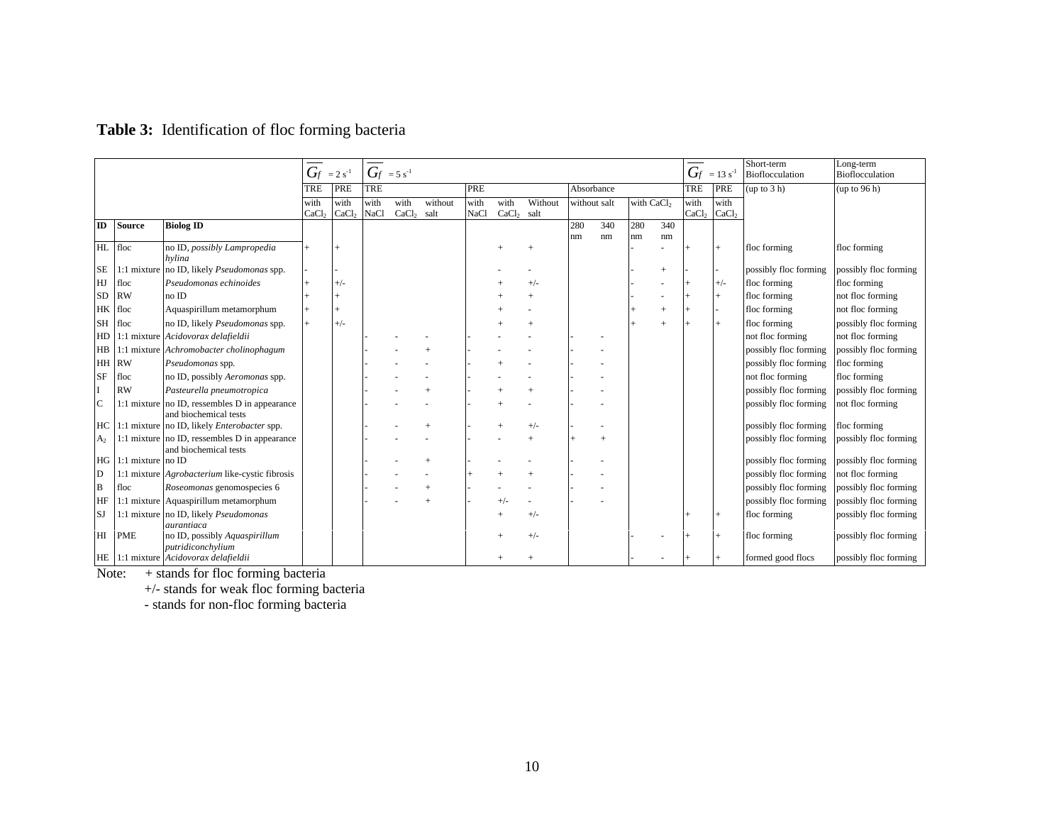**Table 3:** Identification of floc forming bacteria

| ID | Source | Biolog ID | $\overline{G_f} = 2\ s^{-1}$ | | $\overline{G_f} = 5\ s^{-1}$ | | | | | | | | | | $\overline{G_f} = 13\ s^{-1}$ | | Short-term Bioflocculation | Long-term Bioflocculation |
|---|---|---|---|---|---|---|---|---|---|---|---|---|---|---|---|---|---|---|
| | | | TRE | PRE | TRE | | | PRE | | | Absorbance | | | | TRE | PRE | (up to 3 h) | (up to 96 h) |
| | | | with $CaCl_2$ | with $CaCl_2$ | with NaCl | with $CaCl_2$ | without salt | with NaCl | with $CaCl_2$ | Without salt | without salt | | with $CaCl_2$ | | with $CaCl_2$ | with $CaCl_2$ | | |
| | | | | | | | | | | | 280 nm | 340 nm | 280 nm | 340 nm | | | | |
| HL | floc | no ID, *possibly Lampropedia hylina* | + | + | | | | | + | + | | | - | - | + | + | floc forming | floc forming |
| SE | 1:1 mixture | no ID, likely *Pseudomonas* spp. | - | - | | | | | - | - | | | - | + | - | - | possibly floc forming | possibly floc forming |
| HJ | floc | *Pseudomonas echinoides* | + | +/- | | | | | + | +/- | | | - | - | + | +/- | floc forming | floc forming |
| SD | RW | no ID | + | + | | | | | + | + | | | - | - | + | + | floc forming | not floc forming |
| HK | floc | Aquaspirillum metamorphum | + | + | | | | | + | - | | | + | + | + | - | floc forming | not floc forming |
| SH | floc | no ID, likely *Pseudomonas* spp. | + | +/- | | | | | + | + | | | + | + | + | + | floc forming | possibly floc forming |
| HD | 1:1 mixture | *Acidovorax delafieldii* | | | - | - | - | - | - | - | - | - | | | | | not floc forming | not floc forming |
| HB | 1:1 mixture | *Achromobacter cholinophagum* | | | - | - | + | - | - | - | - | - | | | | | possibly floc forming | possibly floc forming |
| HH | RW | *Pseudomonas* spp. | | | - | - | - | - | + | - | - | - | | | | | possibly floc forming | floc forming |
| SF | floc | no ID, possibly *Aeromonas* spp. | | | - | - | - | - | - | - | - | - | | | | | not floc forming | floc forming |
| I | RW | *Pasteurella pneumotropica* | | | - | - | + | - | + | + | - | - | | | | | possibly floc forming | possibly floc forming |
| C | 1:1 mixture | no ID, ressembles D in appearance and biochemical tests | | | - | - | - | - | + | - | - | - | | | | | possibly floc forming | not floc forming |
| HC | 1:1 mixture | no ID, likely *Enterobacter* spp. | | | - | - | + | - | + | +/- | - | - | | | | | possibly floc forming | floc forming |
| $A_2$ | 1:1 mixture | no ID, ressembles D in appearance and biochemical tests | | | - | - | - | - | - | + | + | + | | | | | possibly floc forming | possibly floc forming |
| HG | 1:1 mixture | no ID | | | - | - | + | - | - | - | - | - | | | | | possibly floc forming | possibly floc forming |
| D | 1:1 mixture | *Agrobacterium* like-cystic fibrosis | | | - | - | - | + | + | + | - | - | | | | | possibly floc forming | not floc forming |
| B | floc | *Roseomonas* genomospecies 6 | | | - | - | + | - | - | - | - | - | | | | | possibly floc forming | possibly floc forming |
| HF | 1:1 mixture | Aquaspirillum metamorphum | | | - | - | + | - | +/- | - | - | - | | | | | possibly floc forming | possibly floc forming |
| SJ | 1:1 mixture | no ID, likely *Pseudomonas aurantiaca* | | | | | | | + | +/- | | | | | + | + | floc forming | possibly floc forming |
| HI | PME | no ID, possibly *Aquaspirillum putridiconchylium* | | | | | | | + | +/- | | | - | - | + | + | floc forming | possibly floc forming |
| HE | 1:1 mixture | *Acidovorax delafieldii* | | | | | | | + | + | | | - | - | + | + | formed good flocs | possibly floc forming |

Note: + stands for floc forming bacteria
+/- stands for weak floc forming bacteria
- stands for non-floc forming bacteria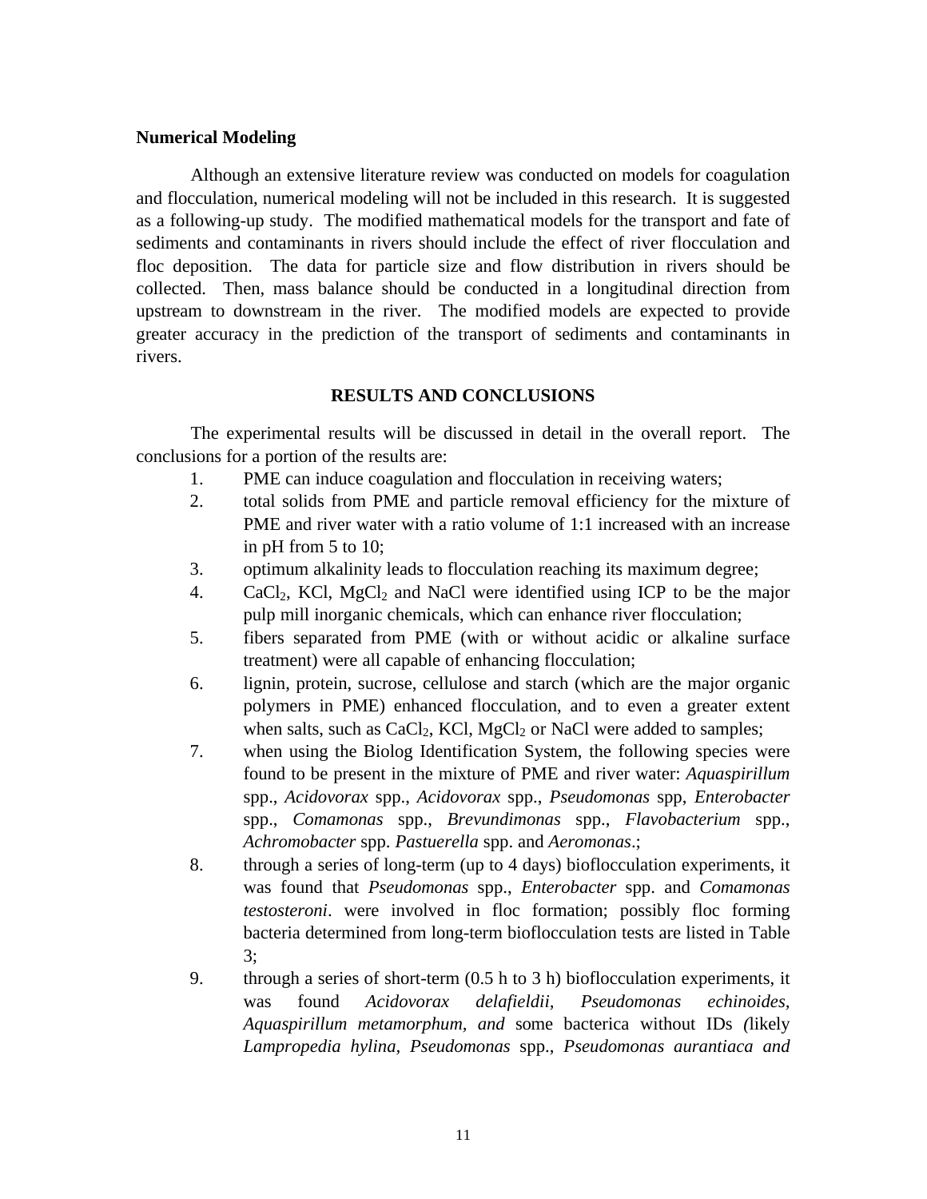**Numerical Modeling**

Although an extensive literature review was conducted on models for coagulation and flocculation, numerical modeling will not be included in this research. It is suggested as a following-up study. The modified mathematical models for the transport and fate of sediments and contaminants in rivers should include the effect of river flocculation and floc deposition. The data for particle size and flow distribution in rivers should be collected. Then, mass balance should be conducted in a longitudinal direction from upstream to downstream in the river. The modified models are expected to provide greater accuracy in the prediction of the transport of sediments and contaminants in rivers.

## RESULTS AND CONCLUSIONS

The experimental results will be discussed in detail in the overall report. The conclusions for a portion of the results are:

1. PME can induce coagulation and flocculation in receiving waters;
2. total solids from PME and particle removal efficiency for the mixture of PME and river water with a ratio volume of 1:1 increased with an increase in pH from 5 to 10;
3. optimum alkalinity leads to flocculation reaching its maximum degree;
4. $CaCl_2$, KCl, $MgCl_2$ and NaCl were identified using ICP to be the major pulp mill inorganic chemicals, which can enhance river flocculation;
5. fibers separated from PME (with or without acidic or alkaline surface treatment) were all capable of enhancing flocculation;
6. lignin, protein, sucrose, cellulose and starch (which are the major organic polymers in PME) enhanced flocculation, and to even a greater extent when salts, such as $CaCl_2$, KCl, $MgCl_2$ or NaCl were added to samples;
7. when using the Biolog Identification System, the following species were found to be present in the mixture of PME and river water: *Aquaspirillum* spp., *Acidovorax* spp., *Acidovorax* spp., *Pseudomonas* spp, *Enterobacter* spp., *Comamonas* spp., *Brevundimonas* spp., *Flavobacterium* spp., *Achromobacter* spp. *Pastuerella* spp. and *Aeromonas*.;
8. through a series of long-term (up to 4 days) bioflocculation experiments, it was found that *Pseudomonas* spp., *Enterobacter* spp. and *Comamonas testosteroni*. were involved in floc formation; possibly floc forming bacteria determined from long-term bioflocculation tests are listed in Table 3;
9. through a series of short-term (0.5 h to 3 h) bioflocculation experiments, it was found *Acidovorax delafieldii, Pseudomonas echinoides, Aquaspirillum metamorphum, and* some bacterica without IDs *(*likely *Lampropedia hylina, Pseudomonas* spp., *Pseudomonas aurantiaca and*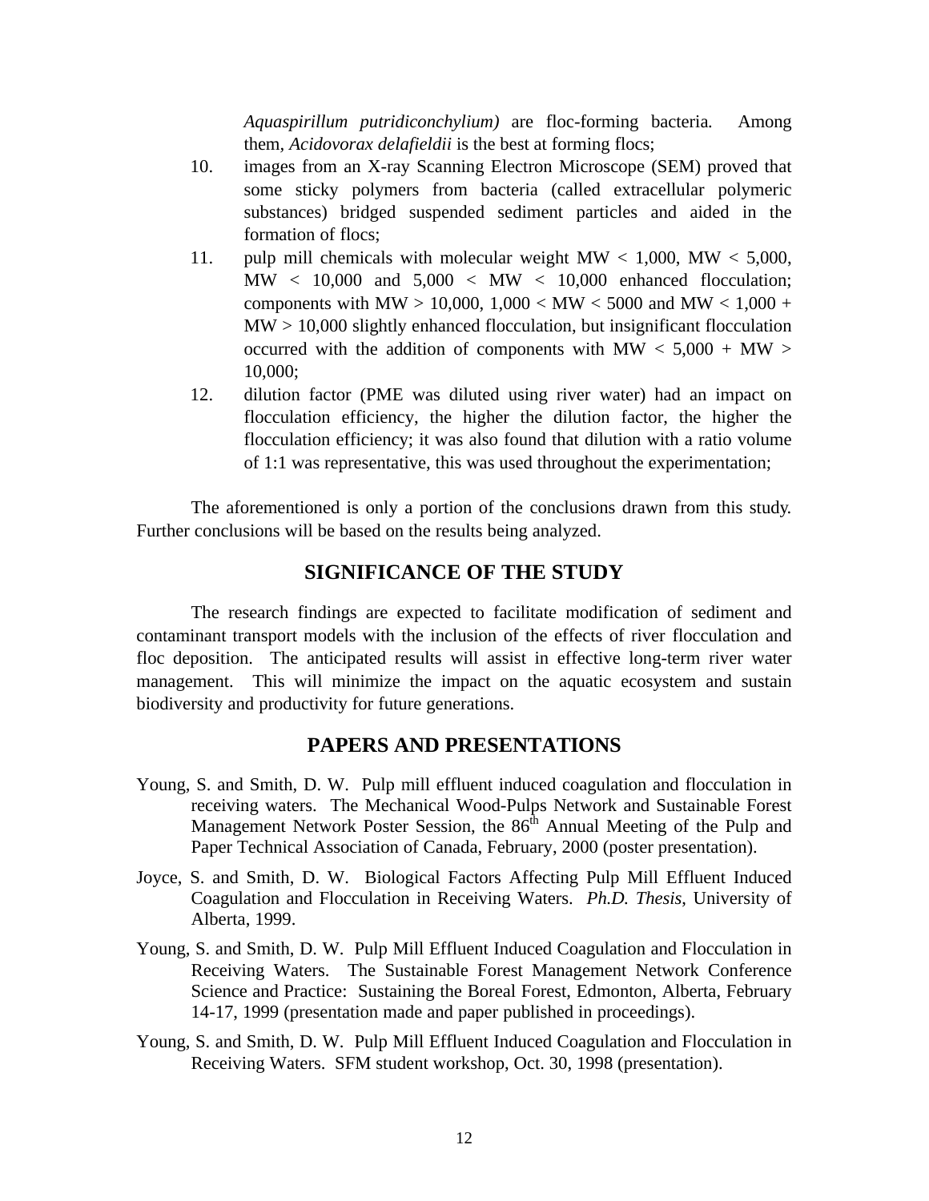*Aquaspirillum putridiconchylium)* are floc-forming bacteria. Among them, *Acidovorax delafieldii* is the best at forming flocs;

10. images from an X-ray Scanning Electron Microscope (SEM) proved that some sticky polymers from bacteria (called extracellular polymeric substances) bridged suspended sediment particles and aided in the formation of flocs;
11. pulp mill chemicals with molecular weight MW < 1,000, MW < 5,000, MW < 10,000 and 5,000 < MW < 10,000 enhanced flocculation; components with MW > 10,000, 1,000 < MW < 5000 and MW < 1,000 + MW > 10,000 slightly enhanced flocculation, but insignificant flocculation occurred with the addition of components with MW < 5,000 + MW > 10,000;
12. dilution factor (PME was diluted using river water) had an impact on flocculation efficiency, the higher the dilution factor, the higher the flocculation efficiency; it was also found that dilution with a ratio volume of 1:1 was representative, this was used throughout the experimentation;

The aforementioned is only a portion of the conclusions drawn from this study. Further conclusions will be based on the results being analyzed.

## SIGNIFICANCE OF THE STUDY

The research findings are expected to facilitate modification of sediment and contaminant transport models with the inclusion of the effects of river flocculation and floc deposition. The anticipated results will assist in effective long-term river water management. This will minimize the impact on the aquatic ecosystem and sustain biodiversity and productivity for future generations.

## PAPERS AND PRESENTATIONS

Young, S. and Smith, D. W. Pulp mill effluent induced coagulation and flocculation in receiving waters. The Mechanical Wood-Pulps Network and Sustainable Forest Management Network Poster Session, the 86th Annual Meeting of the Pulp and Paper Technical Association of Canada, February, 2000 (poster presentation).

Joyce, S. and Smith, D. W. Biological Factors Affecting Pulp Mill Effluent Induced Coagulation and Flocculation in Receiving Waters. *Ph.D. Thesis*, University of Alberta, 1999.

Young, S. and Smith, D. W. Pulp Mill Effluent Induced Coagulation and Flocculation in Receiving Waters. The Sustainable Forest Management Network Conference Science and Practice: Sustaining the Boreal Forest, Edmonton, Alberta, February 14-17, 1999 (presentation made and paper published in proceedings).

Young, S. and Smith, D. W. Pulp Mill Effluent Induced Coagulation and Flocculation in Receiving Waters. SFM student workshop, Oct. 30, 1998 (presentation).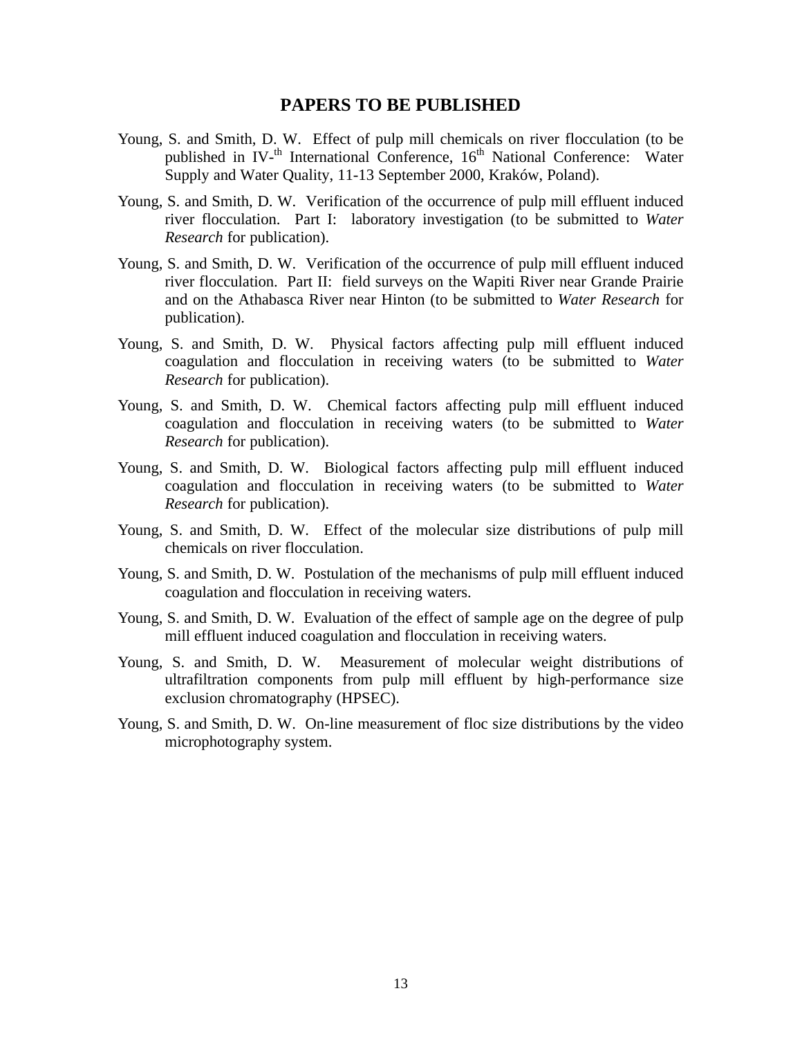## PAPERS TO BE PUBLISHED

Young, S. and Smith, D. W. Effect of pulp mill chemicals on river flocculation (to be published in IV-$^{th}$ International Conference, 16$^{th}$ National Conference: Water Supply and Water Quality, 11-13 September 2000, Kraków, Poland).

Young, S. and Smith, D. W. Verification of the occurrence of pulp mill effluent induced river flocculation. Part I: laboratory investigation (to be submitted to *Water Research* for publication).

Young, S. and Smith, D. W. Verification of the occurrence of pulp mill effluent induced river flocculation. Part II: field surveys on the Wapiti River near Grande Prairie and on the Athabasca River near Hinton (to be submitted to *Water Research* for publication).

Young, S. and Smith, D. W. Physical factors affecting pulp mill effluent induced coagulation and flocculation in receiving waters (to be submitted to *Water Research* for publication).

Young, S. and Smith, D. W. Chemical factors affecting pulp mill effluent induced coagulation and flocculation in receiving waters (to be submitted to *Water Research* for publication).

Young, S. and Smith, D. W. Biological factors affecting pulp mill effluent induced coagulation and flocculation in receiving waters (to be submitted to *Water Research* for publication).

Young, S. and Smith, D. W. Effect of the molecular size distributions of pulp mill chemicals on river flocculation.

Young, S. and Smith, D. W. Postulation of the mechanisms of pulp mill effluent induced coagulation and flocculation in receiving waters.

Young, S. and Smith, D. W. Evaluation of the effect of sample age on the degree of pulp mill effluent induced coagulation and flocculation in receiving waters.

Young, S. and Smith, D. W. Measurement of molecular weight distributions of ultrafiltration components from pulp mill effluent by high-performance size exclusion chromatography (HPSEC).

Young, S. and Smith, D. W. On-line measurement of floc size distributions by the video microphotography system.